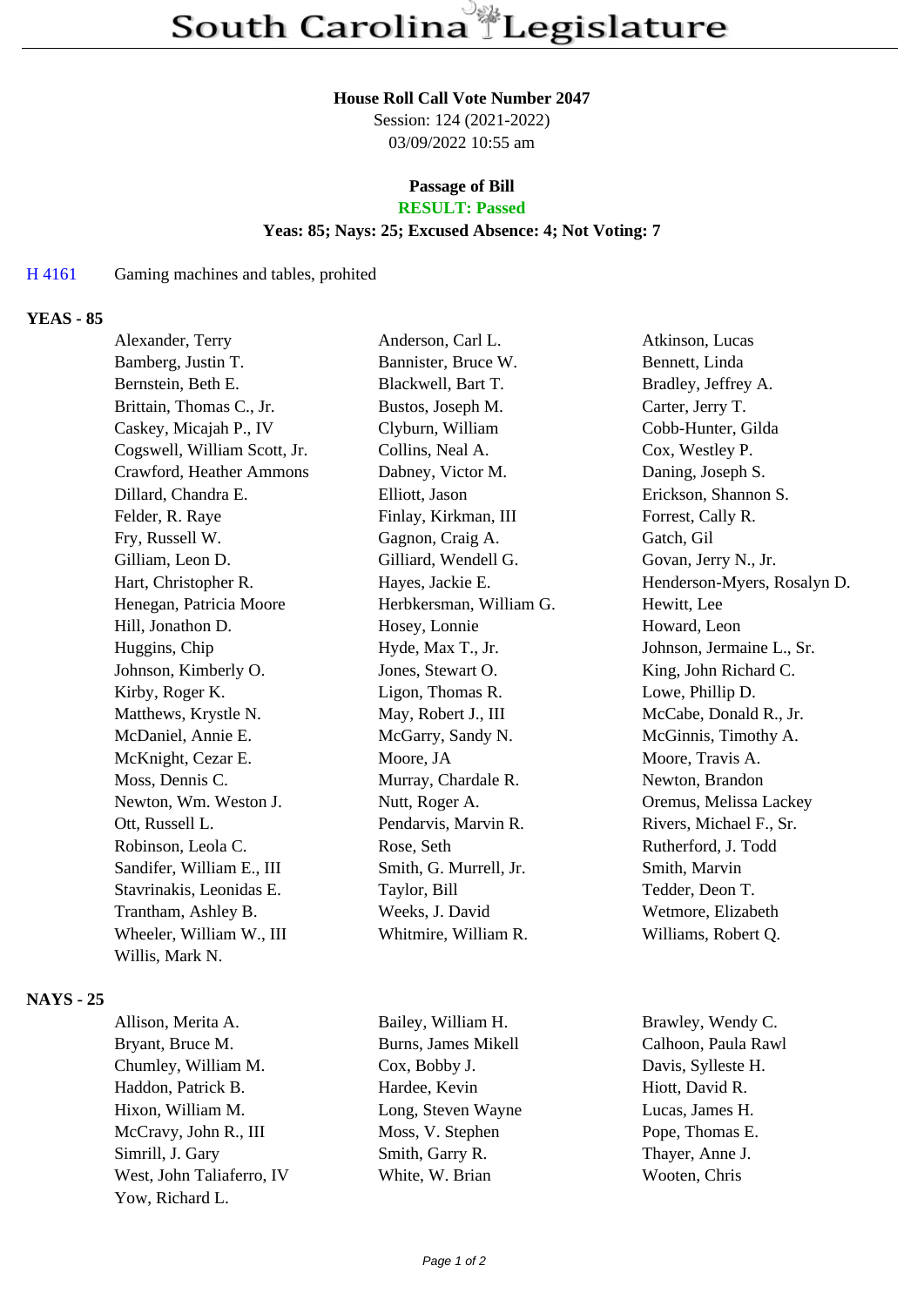# South Carolina Legislature

**House Roll Call Vote Number 2047**
Session: 124 (2021-2022)
03/09/2022 10:55 am

**Passage of Bill**
**RESULT: Passed**
**Yeas: 85; Nays: 25; Excused Absence: 4; Not Voting: 7**

H 4161 Gaming machines and tables, prohited

## YEAS - 85

| | | |
|---|---|---|
| Alexander, Terry | Anderson, Carl L. | Atkinson, Lucas |
| Bamberg, Justin T. | Bannister, Bruce W. | Bennett, Linda |
| Bernstein, Beth E. | Blackwell, Bart T. | Bradley, Jeffrey A. |
| Brittain, Thomas C., Jr. | Bustos, Joseph M. | Carter, Jerry T. |
| Caskey, Micajah P., IV | Clyburn, William | Cobb-Hunter, Gilda |
| Cogswell, William Scott, Jr. | Collins, Neal A. | Cox, Westley P. |
| Crawford, Heather Ammons | Dabney, Victor M. | Daning, Joseph S. |
| Dillard, Chandra E. | Elliott, Jason | Erickson, Shannon S. |
| Felder, R. Raye | Finlay, Kirkman, III | Forrest, Cally R. |
| Fry, Russell W. | Gagnon, Craig A. | Gatch, Gil |
| Gilliam, Leon D. | Gilliard, Wendell G. | Govan, Jerry N., Jr. |
| Hart, Christopher R. | Hayes, Jackie E. | Henderson-Myers, Rosalyn D. |
| Henegan, Patricia Moore | Herbkersman, William G. | Hewitt, Lee |
| Hill, Jonathon D. | Hosey, Lonnie | Howard, Leon |
| Huggins, Chip | Hyde, Max T., Jr. | Johnson, Jermaine L., Sr. |
| Johnson, Kimberly O. | Jones, Stewart O. | King, John Richard C. |
| Kirby, Roger K. | Ligon, Thomas R. | Lowe, Phillip D. |
| Matthews, Krystle N. | May, Robert J., III | McCabe, Donald R., Jr. |
| McDaniel, Annie E. | McGarry, Sandy N. | McGinnis, Timothy A. |
| McKnight, Cezar E. | Moore, JA | Moore, Travis A. |
| Moss, Dennis C. | Murray, Chardale R. | Newton, Brandon |
| Newton, Wm. Weston J. | Nutt, Roger A. | Oremus, Melissa Lackey |
| Ott, Russell L. | Pendarvis, Marvin R. | Rivers, Michael F., Sr. |
| Robinson, Leola C. | Rose, Seth | Rutherford, J. Todd |
| Sandifer, William E., III | Smith, G. Murrell, Jr. | Smith, Marvin |
| Stavrinakis, Leonidas E. | Taylor, Bill | Tedder, Deon T. |
| Trantham, Ashley B. | Weeks, J. David | Wetmore, Elizabeth |
| Wheeler, William W., III | Whitmire, William R. | Williams, Robert Q. |
| Willis, Mark N. | | |

## NAYS - 25

| | | |
|---|---|---|
| Allison, Merita A. | Bailey, William H. | Brawley, Wendy C. |
| Bryant, Bruce M. | Burns, James Mikell | Calhoon, Paula Rawl |
| Chumley, William M. | Cox, Bobby J. | Davis, Sylleste H. |
| Haddon, Patrick B. | Hardee, Kevin | Hiott, David R. |
| Hixon, William M. | Long, Steven Wayne | Lucas, James H. |
| McCravy, John R., III | Moss, V. Stephen | Pope, Thomas E. |
| Simrill, J. Gary | Smith, Garry R. | Thayer, Anne J. |
| West, John Taliaferro, IV | White, W. Brian | Wooten, Chris |
| Yow, Richard L. | | |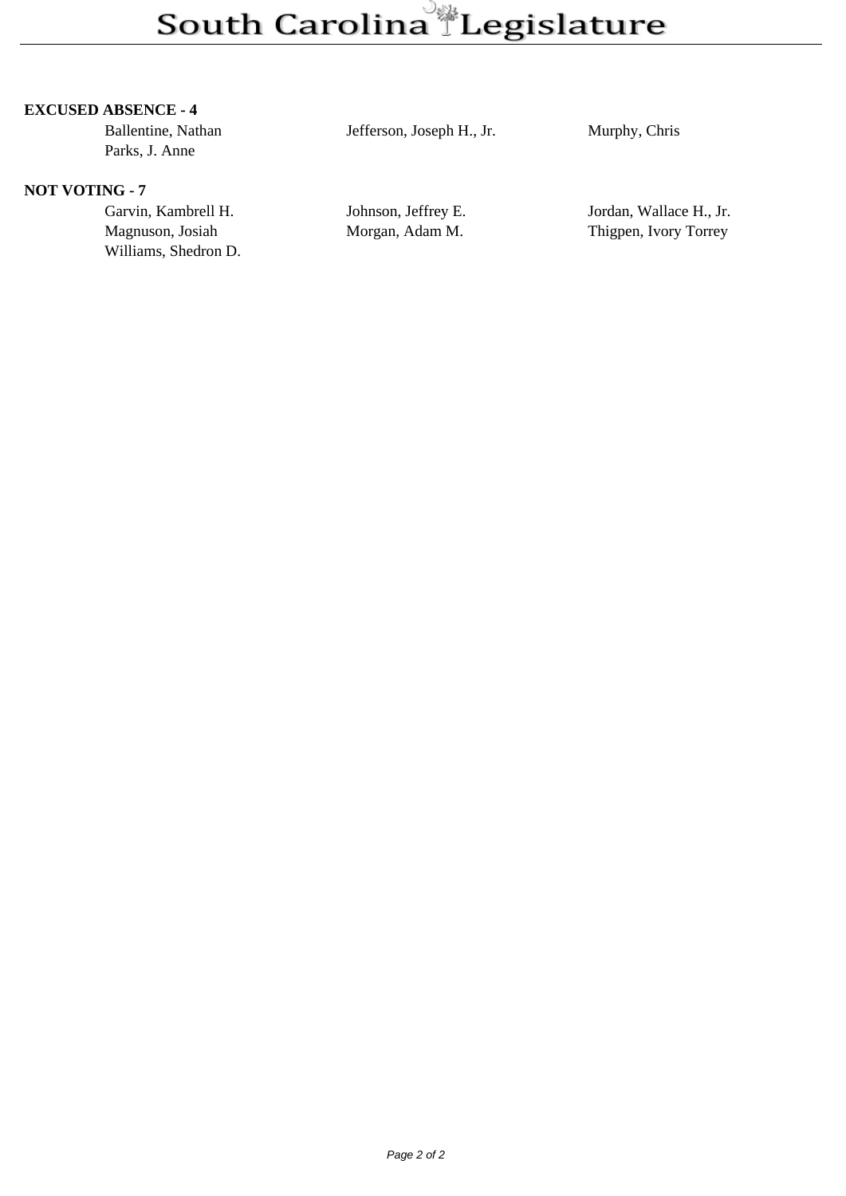**EXCUSED ABSENCE - 4**

| | | |
|---|---|---|
| Ballentine, Nathan | Jefferson, Joseph H., Jr. | Murphy, Chris |
| Parks, J. Anne | | |

**NOT VOTING - 7**

| | | |
|---|---|---|
| Garvin, Kambrell H. | Johnson, Jeffrey E. | Jordan, Wallace H., Jr. |
| Magnuson, Josiah | Morgan, Adam M. | Thigpen, Ivory Torrey |
| Williams, Shedron D. | | |